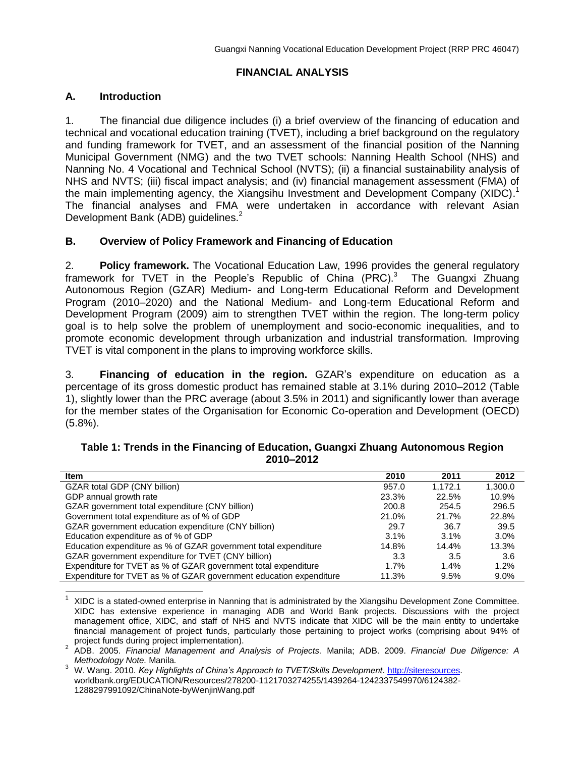# FINANCIAL ANALYSIS

## A. Introduction

1. The financial due diligence includes (i) a brief overview of the financing of education and technical and vocational education training (TVET), including a brief background on the regulatory and funding framework for TVET, and an assessment of the financial position of the Nanning Municipal Government (NMG) and the two TVET schools: Nanning Health School (NHS) and Nanning No. 4 Vocational and Technical School (NVTS); (ii) a financial sustainability analysis of NHS and NVTS; (iii) fiscal impact analysis; and (iv) financial management assessment (FMA) of the main implementing agency, the Xiangsihu Investment and Development Company (XIDC).[1] The financial analyses and FMA were undertaken in accordance with relevant Asian Development Bank (ADB) guidelines.[2]

## B. Overview of Policy Framework and Financing of Education

2. **Policy framework.** The Vocational Education Law, 1996 provides the general regulatory framework for TVET in the People's Republic of China (PRC).[3] The Guangxi Zhuang Autonomous Region (GZAR) Medium- and Long-term Educational Reform and Development Program (2010–2020) and the National Medium- and Long-term Educational Reform and Development Program (2009) aim to strengthen TVET within the region. The long-term policy goal is to help solve the problem of unemployment and socio-economic inequalities, and to promote economic development through urbanization and industrial transformation. Improving TVET is vital component in the plans to improving workforce skills.

3. **Financing of education in the region.** GZAR's expenditure on education as a percentage of its gross domestic product has remained stable at 3.1% during 2010–2012 (Table 1), slightly lower than the PRC average (about 3.5% in 2011) and significantly lower than average for the member states of the Organisation for Economic Co-operation and Development (OECD) (5.8%).

**Table 1: Trends in the Financing of Education, Guangxi Zhuang Autonomous Region 2010–2012**

| Item | 2010 | 2011 | 2012 |
|---|---|---|---|
| GZAR total GDP (CNY billion) | 957.0 | 1,172.1 | 1,300.0 |
| GDP annual growth rate | 23.3% | 22.5% | 10.9% |
| GZAR government total expenditure (CNY billion) | 200.8 | 254.5 | 296.5 |
| Government total expenditure as of % of GDP | 21.0% | 21.7% | 22.8% |
| GZAR government education expenditure (CNY billion) | 29.7 | 36.7 | 39.5 |
| Education expenditure as of % of GDP | 3.1% | 3.1% | 3.0% |
| Education expenditure as % of GZAR government total expenditure | 14.8% | 14.4% | 13.3% |
| GZAR government expenditure for TVET (CNY billion) | 3.3 | 3.5 | 3.6 |
| Expenditure for TVET as % of GZAR government total expenditure | 1.7% | 1.4% | 1.2% |
| Expenditure for TVET as % of GZAR government education expenditure | 11.3% | 9.5% | 9.0% |

[1] XIDC is a stated-owned enterprise in Nanning that is administrated by the Xiangsihu Development Zone Committee. XIDC has extensive experience in managing ADB and World Bank projects. Discussions with the project management office, XIDC, and staff of NHS and NVTS indicate that XIDC will be the main entity to undertake financial management of project funds, particularly those pertaining to project works (comprising about 94% of project funds during project implementation).

[2] ADB. 2005. *Financial Management and Analysis of Projects*. Manila; ADB. 2009. *Financial Due Diligence: A Methodology Note.* Manila.

[3] W. Wang. 2010. *Key Highlights of China's Approach to TVET/Skills Development.* http://siteresources.worldbank.org/EDUCATION/Resources/278200-1121703274255/1439264-1242337549970/6124382-1288297991092/ChinaNote-byWenjinWang.pdf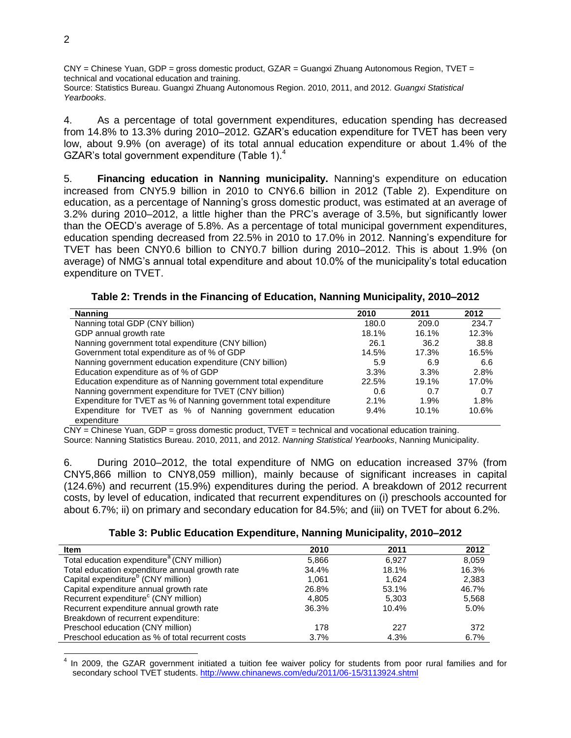CNY = Chinese Yuan, GDP = gross domestic product, GZAR = Guangxi Zhuang Autonomous Region, TVET = technical and vocational education and training.
Source: Statistics Bureau. Guangxi Zhuang Autonomous Region. 2010, 2011, and 2012. *Guangxi Statistical Yearbooks*.

4. As a percentage of total government expenditures, education spending has decreased from 14.8% to 13.3% during 2010–2012. GZAR's education expenditure for TVET has been very low, about 9.9% (on average) of its total annual education expenditure or about 1.4% of the GZAR's total government expenditure (Table 1).[4]

5. **Financing education in Nanning municipality.** Nanning's expenditure on education increased from CNY5.9 billion in 2010 to CNY6.6 billion in 2012 (Table 2). Expenditure on education, as a percentage of Nanning's gross domestic product, was estimated at an average of 3.2% during 2010–2012, a little higher than the PRC's average of 3.5%, but significantly lower than the OECD's average of 5.8%. As a percentage of total municipal government expenditures, education spending decreased from 22.5% in 2010 to 17.0% in 2012. Nanning's expenditure for TVET has been CNY0.6 billion to CNY0.7 billion during 2010–2012. This is about 1.9% (on average) of NMG's annual total expenditure and about 10.0% of the municipality's total education expenditure on TVET.

**Table 2: Trends in the Financing of Education, Nanning Municipality, 2010–2012**

| Nanning | 2010 | 2011 | 2012 |
|---|---|---|---|
| Nanning total GDP (CNY billion) | 180.0 | 209.0 | 234.7 |
| GDP annual growth rate | 18.1% | 16.1% | 12.3% |
| Nanning government total expenditure (CNY billion) | 26.1 | 36.2 | 38.8 |
| Government total expenditure as of % of GDP | 14.5% | 17.3% | 16.5% |
| Nanning government education expenditure (CNY billion) | 5.9 | 6.9 | 6.6 |
| Education expenditure as of % of GDP | 3.3% | 3.3% | 2.8% |
| Education expenditure as of Nanning government total expenditure | 22.5% | 19.1% | 17.0% |
| Nanning government expenditure for TVET (CNY billion) | 0.6 | 0.7 | 0.7 |
| Expenditure for TVET as % of Nanning government total expenditure | 2.1% | 1.9% | 1.8% |
| Expenditure for TVET as % of Nanning government education expenditure | 9.4% | 10.1% | 10.6% |

CNY = Chinese Yuan, GDP = gross domestic product, TVET = technical and vocational education training.
Source: Nanning Statistics Bureau. 2010, 2011, and 2012. *Nanning Statistical Yearbooks*, Nanning Municipality.

6. During 2010–2012, the total expenditure of NMG on education increased 37% (from CNY5,866 million to CNY8,059 million), mainly because of significant increases in capital (124.6%) and recurrent (15.9%) expenditures during the period. A breakdown of 2012 recurrent costs, by level of education, indicated that recurrent expenditures on (i) preschools accounted for about 6.7%; ii) on primary and secondary education for 84.5%; and (iii) on TVET for about 6.2%.

**Table 3: Public Education Expenditure, Nanning Municipality, 2010–2012**

| Item | 2010 | 2011 | 2012 |
|---|---|---|---|
| Total education expenditure[a] (CNY million) | 5,866 | 6,927 | 8,059 |
| Total education expenditure annual growth rate | 34.4% | 18.1% | 16.3% |
| Capital expenditure[b] (CNY million) | 1,061 | 1,624 | 2,383 |
| Capital expenditure annual growth rate | 26.8% | 53.1% | 46.7% |
| Recurrent expenditure[c] (CNY million) | 4,805 | 5,303 | 5,568 |
| Recurrent expenditure annual growth rate | 36.3% | 10.4% | 5.0% |
| Breakdown of recurrent expenditure: | | | |
| Preschool education (CNY million) | 178 | 227 | 372 |
| Preschool education as % of total recurrent costs | 3.7% | 4.3% | 6.7% |

[4] In 2009, the GZAR government initiated a tuition fee waiver policy for students from poor rural families and for secondary school TVET students. http://www.chinanews.com/edu/2011/06-15/3113924.shtml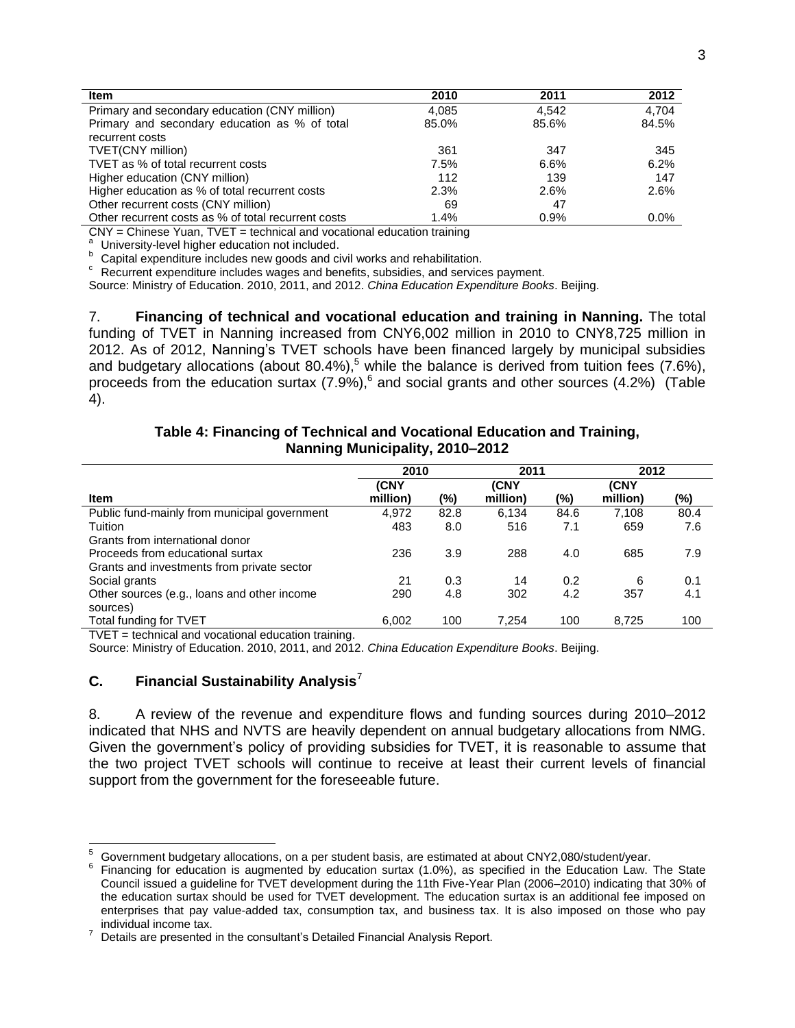| Item | 2010 | 2011 | 2012 |
|---|---|---|---|
| Primary and secondary education (CNY million) | 4,085 | 4,542 | 4,704 |
| Primary and secondary education as % of total recurrent costs | 85.0% | 85.6% | 84.5% |
| TVET(CNY million) | 361 | 347 | 345 |
| TVET as % of total recurrent costs | 7.5% | 6.6% | 6.2% |
| Higher education (CNY million) | 112 | 139 | 147 |
| Higher education as % of total recurrent costs | 2.3% | 2.6% | 2.6% |
| Other recurrent costs (CNY million) | 69 | 47 | |
| Other recurrent costs as % of total recurrent costs | 1.4% | 0.9% | 0.0% |

CNY = Chinese Yuan, TVET = technical and vocational education training

[a] University-level higher education not included.

[b] Capital expenditure includes new goods and civil works and rehabilitation.

[c] Recurrent expenditure includes wages and benefits, subsidies, and services payment.

Source: Ministry of Education. 2010, 2011, and 2012. *China Education Expenditure Books*. Beijing.

7. **Financing of technical and vocational education and training in Nanning.** The total funding of TVET in Nanning increased from CNY6,002 million in 2010 to CNY8,725 million in 2012. As of 2012, Nanning's TVET schools have been financed largely by municipal subsidies and budgetary allocations (about 80.4%),[5] while the balance is derived from tuition fees (7.6%), proceeds from the education surtax (7.9%),[6] and social grants and other sources (4.2%) (Table 4).

**Table 4: Financing of Technical and Vocational Education and Training, Nanning Municipality, 2010–2012**

| | 2010 | | 2011 | | 2012 | |
|---|---|---|---|---|---|---|
| Item | (CNY million) | (%) | (CNY million) | (%) | (CNY million) | (%) |
| Public fund-mainly from municipal government | 4,972 | 82.8 | 6,134 | 84.6 | 7,108 | 80.4 |
| Tuition | 483 | 8.0 | 516 | 7.1 | 659 | 7.6 |
| Grants from international donor | | | | | | |
| Proceeds from educational surtax | 236 | 3.9 | 288 | 4.0 | 685 | 7.9 |
| Grants and investments from private sector | | | | | | |
| Social grants | 21 | 0.3 | 14 | 0.2 | 6 | 0.1 |
| Other sources (e.g., loans and other income sources) | 290 | 4.8 | 302 | 4.2 | 357 | 4.1 |
| Total funding for TVET | 6,002 | 100 | 7,254 | 100 | 8,725 | 100 |

TVET = technical and vocational education training.

Source: Ministry of Education. 2010, 2011, and 2012. *China Education Expenditure Books*. Beijing.

## C. Financial Sustainability Analysis[7]

8. A review of the revenue and expenditure flows and funding sources during 2010–2012 indicated that NHS and NVTS are heavily dependent on annual budgetary allocations from NMG. Given the government's policy of providing subsidies for TVET, it is reasonable to assume that the two project TVET schools will continue to receive at least their current levels of financial support from the government for the foreseeable future.

[5] Government budgetary allocations, on a per student basis, are estimated at about CNY2,080/student/year.

[6] Financing for education is augmented by education surtax (1.0%), as specified in the Education Law. The State Council issued a guideline for TVET development during the 11th Five-Year Plan (2006–2010) indicating that 30% of the education surtax should be used for TVET development. The education surtax is an additional fee imposed on enterprises that pay value-added tax, consumption tax, and business tax. It is also imposed on those who pay individual income tax.

[7] Details are presented in the consultant's Detailed Financial Analysis Report.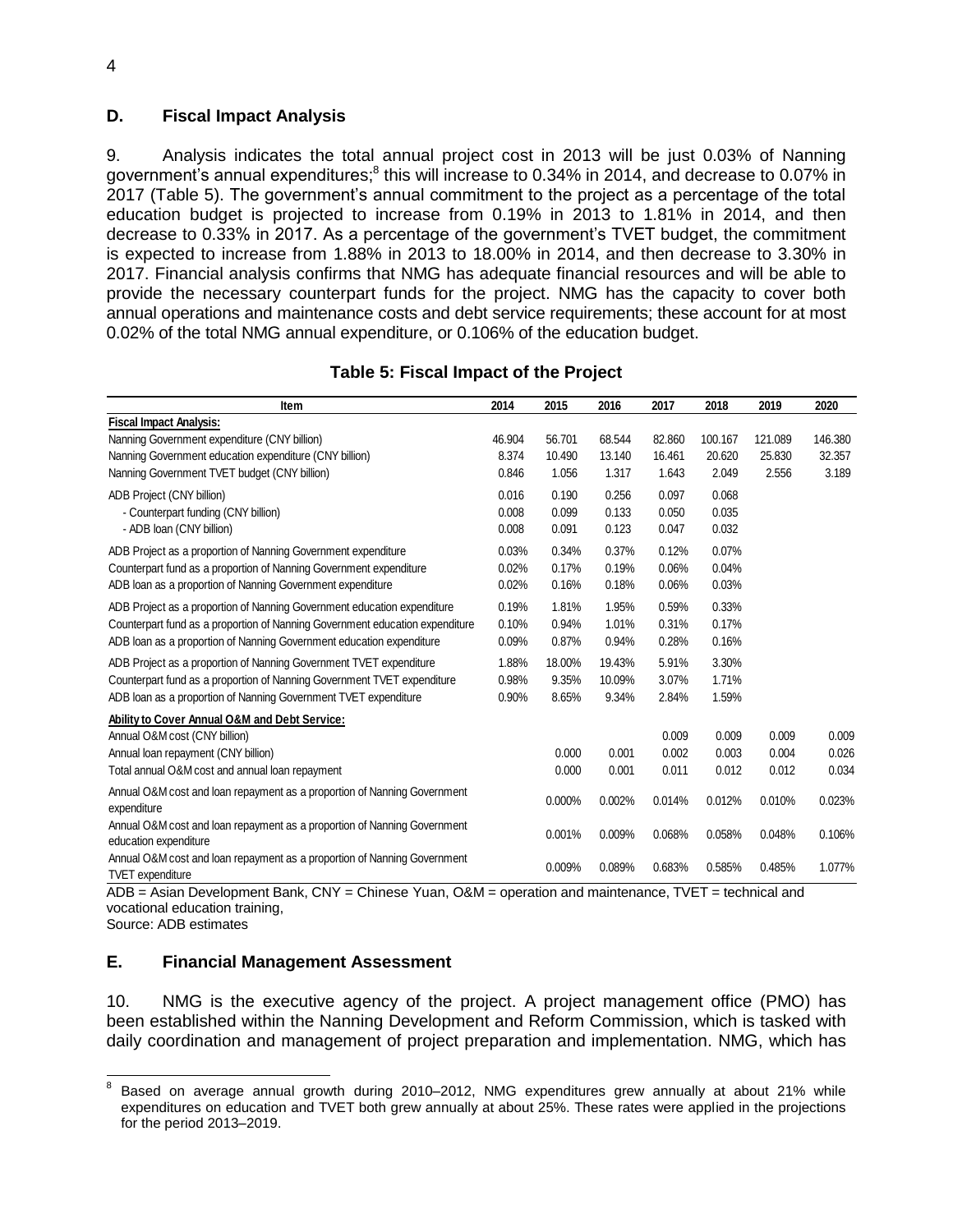## D. Fiscal Impact Analysis

9. Analysis indicates the total annual project cost in 2013 will be just 0.03% of Nanning government's annual expenditures;[8] this will increase to 0.34% in 2014, and decrease to 0.07% in 2017 (Table 5). The government's annual commitment to the project as a percentage of the total education budget is projected to increase from 0.19% in 2013 to 1.81% in 2014, and then decrease to 0.33% in 2017. As a percentage of the government's TVET budget, the commitment is expected to increase from 1.88% in 2013 to 18.00% in 2014, and then decrease to 3.30% in 2017. Financial analysis confirms that NMG has adequate financial resources and will be able to provide the necessary counterpart funds for the project. NMG has the capacity to cover both annual operations and maintenance costs and debt service requirements; these account for at most 0.02% of the total NMG annual expenditure, or 0.106% of the education budget.

**Table 5: Fiscal Impact of the Project**

| Item | 2014 | 2015 | 2016 | 2017 | 2018 | 2019 | 2020 |
|---|---|---|---|---|---|---|---|
| **Fiscal Impact Analysis:** | | | | | | | |
| Nanning Government expenditure (CNY billion) | 46.904 | 56.701 | 68.544 | 82.860 | 100.167 | 121.089 | 146.380 |
| Nanning Government education expenditure (CNY billion) | 8.374 | 10.490 | 13.140 | 16.461 | 20.620 | 25.830 | 32.357 |
| Nanning Government TVET budget (CNY billion) | 0.846 | 1.056 | 1.317 | 1.643 | 2.049 | 2.556 | 3.189 |
| ADB Project (CNY billion) | 0.016 | 0.190 | 0.256 | 0.097 | 0.068 | | |
| - Counterpart funding (CNY billion) | 0.008 | 0.099 | 0.133 | 0.050 | 0.035 | | |
| - ADB loan (CNY billion) | 0.008 | 0.091 | 0.123 | 0.047 | 0.032 | | |
| ADB Project as a proportion of Nanning Government expenditure | 0.03% | 0.34% | 0.37% | 0.12% | 0.07% | | |
| Counterpart fund as a proportion of Nanning Government expenditure | 0.02% | 0.17% | 0.19% | 0.06% | 0.04% | | |
| ADB loan as a proportion of Nanning Government expenditure | 0.02% | 0.16% | 0.18% | 0.06% | 0.03% | | |
| ADB Project as a proportion of Nanning Government education expenditure | 0.19% | 1.81% | 1.95% | 0.59% | 0.33% | | |
| Counterpart fund as a proportion of Nanning Government education expenditure | 0.10% | 0.94% | 1.01% | 0.31% | 0.17% | | |
| ADB loan as a proportion of Nanning Government education expenditure | 0.09% | 0.87% | 0.94% | 0.28% | 0.16% | | |
| ADB Project as a proportion of Nanning Government TVET expenditure | 1.88% | 18.00% | 19.43% | 5.91% | 3.30% | | |
| Counterpart fund as a proportion of Nanning Government TVET expenditure | 0.98% | 9.35% | 10.09% | 3.07% | 1.71% | | |
| ADB loan as a proportion of Nanning Government TVET expenditure | 0.90% | 8.65% | 9.34% | 2.84% | 1.59% | | |
| **Ability to Cover Annual O&M and Debt Service:** | | | | | | | |
| Annual O&M cost (CNY billion) | | | | 0.009 | 0.009 | 0.009 | 0.009 |
| Annual loan repayment (CNY billion) | | 0.000 | 0.001 | 0.002 | 0.003 | 0.004 | 0.026 |
| Total annual O&M cost and annual loan repayment | | 0.000 | 0.001 | 0.011 | 0.012 | 0.012 | 0.034 |
| Annual O&M cost and loan repayment as a proportion of Nanning Government expenditure | | 0.000% | 0.002% | 0.014% | 0.012% | 0.010% | 0.023% |
| Annual O&M cost and loan repayment as a proportion of Nanning Government education expenditure | | 0.001% | 0.009% | 0.068% | 0.058% | 0.048% | 0.106% |
| Annual O&M cost and loan repayment as a proportion of Nanning Government TVET expenditure | | 0.009% | 0.089% | 0.683% | 0.585% | 0.485% | 1.077% |

ADB = Asian Development Bank, CNY = Chinese Yuan, O&M = operation and maintenance, TVET = technical and vocational education training,
Source: ADB estimates

## E. Financial Management Assessment

10. NMG is the executive agency of the project. A project management office (PMO) has been established within the Nanning Development and Reform Commission, which is tasked with daily coordination and management of project preparation and implementation. NMG, which has

[8] Based on average annual growth during 2010–2012, NMG expenditures grew annually at about 21% while expenditures on education and TVET both grew annually at about 25%. These rates were applied in the projections for the period 2013–2019.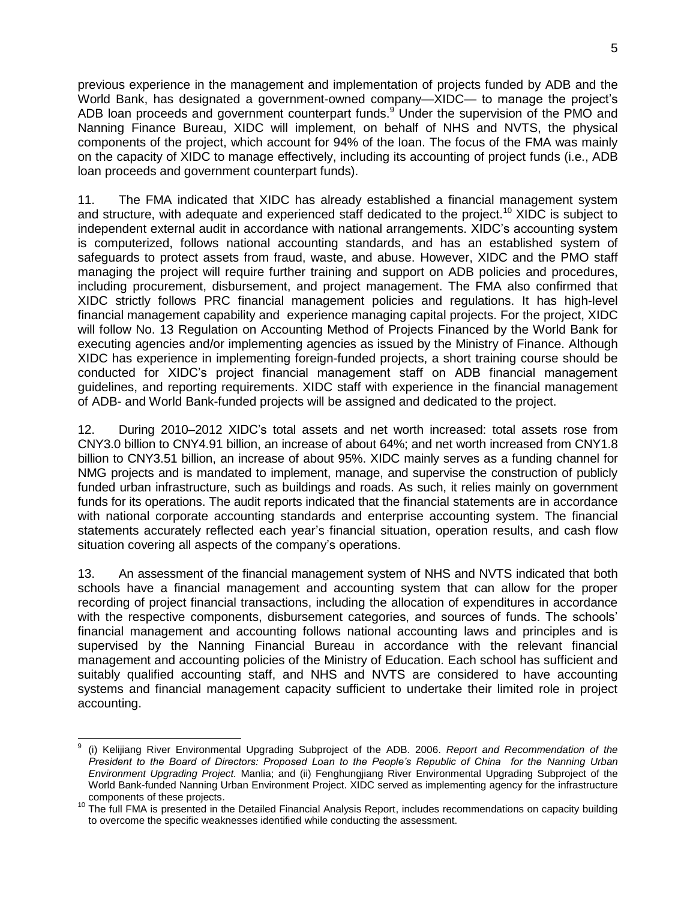previous experience in the management and implementation of projects funded by ADB and the World Bank, has designated a government-owned company—XIDC— to manage the project's ADB loan proceeds and government counterpart funds.[9] Under the supervision of the PMO and Nanning Finance Bureau, XIDC will implement, on behalf of NHS and NVTS, the physical components of the project, which account for 94% of the loan. The focus of the FMA was mainly on the capacity of XIDC to manage effectively, including its accounting of project funds (i.e., ADB loan proceeds and government counterpart funds).

11. The FMA indicated that XIDC has already established a financial management system and structure, with adequate and experienced staff dedicated to the project.[10] XIDC is subject to independent external audit in accordance with national arrangements. XIDC's accounting system is computerized, follows national accounting standards, and has an established system of safeguards to protect assets from fraud, waste, and abuse. However, XIDC and the PMO staff managing the project will require further training and support on ADB policies and procedures, including procurement, disbursement, and project management. The FMA also confirmed that XIDC strictly follows PRC financial management policies and regulations. It has high-level financial management capability and experience managing capital projects. For the project, XIDC will follow No. 13 Regulation on Accounting Method of Projects Financed by the World Bank for executing agencies and/or implementing agencies as issued by the Ministry of Finance. Although XIDC has experience in implementing foreign-funded projects, a short training course should be conducted for XIDC's project financial management staff on ADB financial management guidelines, and reporting requirements. XIDC staff with experience in the financial management of ADB- and World Bank-funded projects will be assigned and dedicated to the project.

12. During 2010–2012 XIDC's total assets and net worth increased: total assets rose from CNY3.0 billion to CNY4.91 billion, an increase of about 64%; and net worth increased from CNY1.8 billion to CNY3.51 billion, an increase of about 95%. XIDC mainly serves as a funding channel for NMG projects and is mandated to implement, manage, and supervise the construction of publicly funded urban infrastructure, such as buildings and roads. As such, it relies mainly on government funds for its operations. The audit reports indicated that the financial statements are in accordance with national corporate accounting standards and enterprise accounting system. The financial statements accurately reflected each year's financial situation, operation results, and cash flow situation covering all aspects of the company's operations.

13. An assessment of the financial management system of NHS and NVTS indicated that both schools have a financial management and accounting system that can allow for the proper recording of project financial transactions, including the allocation of expenditures in accordance with the respective components, disbursement categories, and sources of funds. The schools' financial management and accounting follows national accounting laws and principles and is supervised by the Nanning Financial Bureau in accordance with the relevant financial management and accounting policies of the Ministry of Education. Each school has sufficient and suitably qualified accounting staff, and NHS and NVTS are considered to have accounting systems and financial management capacity sufficient to undertake their limited role in project accounting.

---

[9] (i) Kelijiang River Environmental Upgrading Subproject of the ADB. 2006. *Report and Recommendation of the President to the Board of Directors: Proposed Loan to the People's Republic of China for the Nanning Urban Environment Upgrading Project.* Manlia; and (ii) Fenghungjiang River Environmental Upgrading Subproject of the World Bank-funded Nanning Urban Environment Project. XIDC served as implementing agency for the infrastructure components of these projects.

[10] The full FMA is presented in the Detailed Financial Analysis Report, includes recommendations on capacity building to overcome the specific weaknesses identified while conducting the assessment.